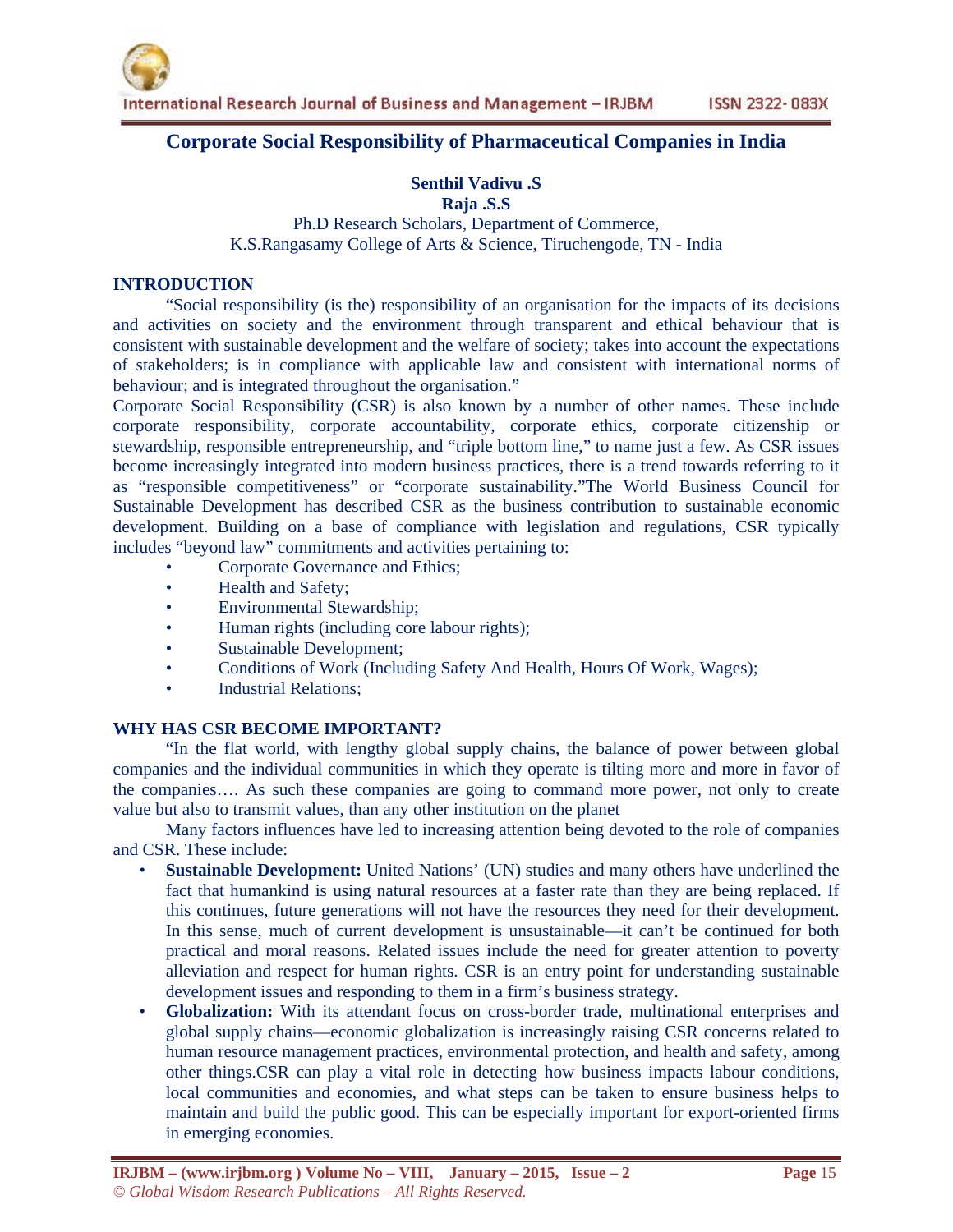# Corporate Social Responsibility of Pharmaceutical Companies in India

**Senthil Vadivu .S**
**Raja .S.S**
Ph.D Research Scholars, Department of Commerce,
K.S.Rangasamy College of Arts & Science, Tiruchengode, TN - India

## INTRODUCTION

"Social responsibility (is the) responsibility of an organisation for the impacts of its decisions and activities on society and the environment through transparent and ethical behaviour that is consistent with sustainable development and the welfare of society; takes into account the expectations of stakeholders; is in compliance with applicable law and consistent with international norms of behaviour; and is integrated throughout the organisation."

Corporate Social Responsibility (CSR) is also known by a number of other names. These include corporate responsibility, corporate accountability, corporate ethics, corporate citizenship or stewardship, responsible entrepreneurship, and "triple bottom line," to name just a few. As CSR issues become increasingly integrated into modern business practices, there is a trend towards referring to it as "responsible competitiveness" or "corporate sustainability."The World Business Council for Sustainable Development has described CSR as the business contribution to sustainable economic development. Building on a base of compliance with legislation and regulations, CSR typically includes "beyond law" commitments and activities pertaining to:

- Corporate Governance and Ethics;
- Health and Safety;
- Environmental Stewardship;
- Human rights (including core labour rights);
- Sustainable Development;
- Conditions of Work (Including Safety And Health, Hours Of Work, Wages);
- Industrial Relations;

## WHY HAS CSR BECOME IMPORTANT?

"In the flat world, with lengthy global supply chains, the balance of power between global companies and the individual communities in which they operate is tilting more and more in favor of the companies…. As such these companies are going to command more power, not only to create value but also to transmit values, than any other institution on the planet

Many factors influences have led to increasing attention being devoted to the role of companies and CSR. These include:

- **Sustainable Development:** United Nations' (UN) studies and many others have underlined the fact that humankind is using natural resources at a faster rate than they are being replaced. If this continues, future generations will not have the resources they need for their development. In this sense, much of current development is unsustainable—it can't be continued for both practical and moral reasons. Related issues include the need for greater attention to poverty alleviation and respect for human rights. CSR is an entry point for understanding sustainable development issues and responding to them in a firm's business strategy.
- **Globalization:** With its attendant focus on cross-border trade, multinational enterprises and global supply chains—economic globalization is increasingly raising CSR concerns related to human resource management practices, environmental protection, and health and safety, among other things.CSR can play a vital role in detecting how business impacts labour conditions, local communities and economies, and what steps can be taken to ensure business helps to maintain and build the public good. This can be especially important for export-oriented firms in emerging economies.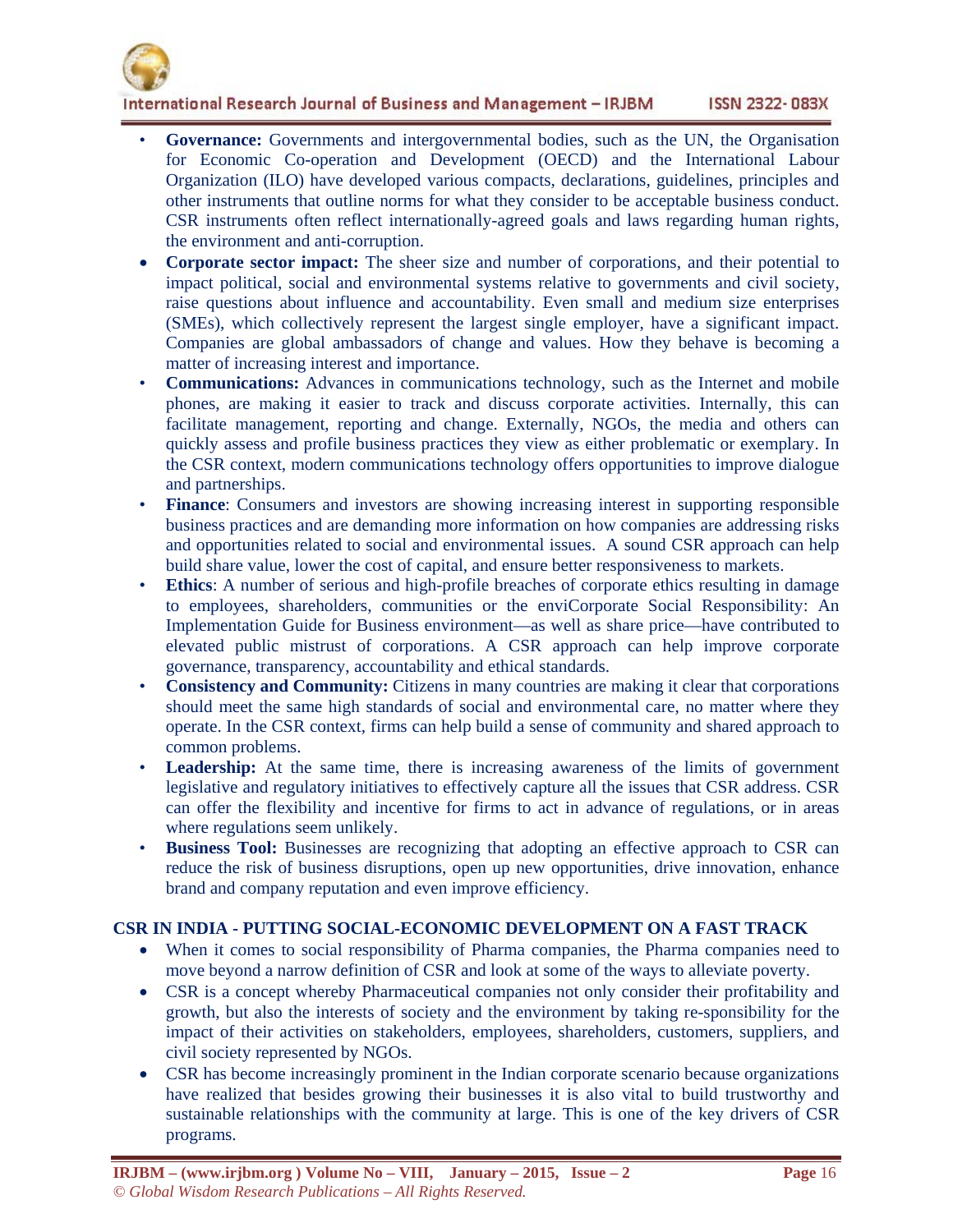- **Governance:** Governments and intergovernmental bodies, such as the UN, the Organisation for Economic Co-operation and Development (OECD) and the International Labour Organization (ILO) have developed various compacts, declarations, guidelines, principles and other instruments that outline norms for what they consider to be acceptable business conduct. CSR instruments often reflect internationally-agreed goals and laws regarding human rights, the environment and anti-corruption.
- **Corporate sector impact:** The sheer size and number of corporations, and their potential to impact political, social and environmental systems relative to governments and civil society, raise questions about influence and accountability. Even small and medium size enterprises (SMEs), which collectively represent the largest single employer, have a significant impact. Companies are global ambassadors of change and values. How they behave is becoming a matter of increasing interest and importance.
- **Communications:** Advances in communications technology, such as the Internet and mobile phones, are making it easier to track and discuss corporate activities. Internally, this can facilitate management, reporting and change. Externally, NGOs, the media and others can quickly assess and profile business practices they view as either problematic or exemplary. In the CSR context, modern communications technology offers opportunities to improve dialogue and partnerships.
- **Finance**: Consumers and investors are showing increasing interest in supporting responsible business practices and are demanding more information on how companies are addressing risks and opportunities related to social and environmental issues. A sound CSR approach can help build share value, lower the cost of capital, and ensure better responsiveness to markets.
- **Ethics**: A number of serious and high-profile breaches of corporate ethics resulting in damage to employees, shareholders, communities or the enviCorporate Social Responsibility: An Implementation Guide for Business environment—as well as share price—have contributed to elevated public mistrust of corporations. A CSR approach can help improve corporate governance, transparency, accountability and ethical standards.
- **Consistency and Community:** Citizens in many countries are making it clear that corporations should meet the same high standards of social and environmental care, no matter where they operate. In the CSR context, firms can help build a sense of community and shared approach to common problems.
- **Leadership:** At the same time, there is increasing awareness of the limits of government legislative and regulatory initiatives to effectively capture all the issues that CSR address. CSR can offer the flexibility and incentive for firms to act in advance of regulations, or in areas where regulations seem unlikely.
- **Business Tool:** Businesses are recognizing that adopting an effective approach to CSR can reduce the risk of business disruptions, open up new opportunities, drive innovation, enhance brand and company reputation and even improve efficiency.

## CSR IN INDIA - PUTTING SOCIAL-ECONOMIC DEVELOPMENT ON A FAST TRACK

- When it comes to social responsibility of Pharma companies, the Pharma companies need to move beyond a narrow definition of CSR and look at some of the ways to alleviate poverty.
- CSR is a concept whereby Pharmaceutical companies not only consider their profitability and growth, but also the interests of society and the environment by taking re-sponsibility for the impact of their activities on stakeholders, employees, shareholders, customers, suppliers, and civil society represented by NGOs.
- CSR has become increasingly prominent in the Indian corporate scenario because organizations have realized that besides growing their businesses it is also vital to build trustworthy and sustainable relationships with the community at large. This is one of the key drivers of CSR programs.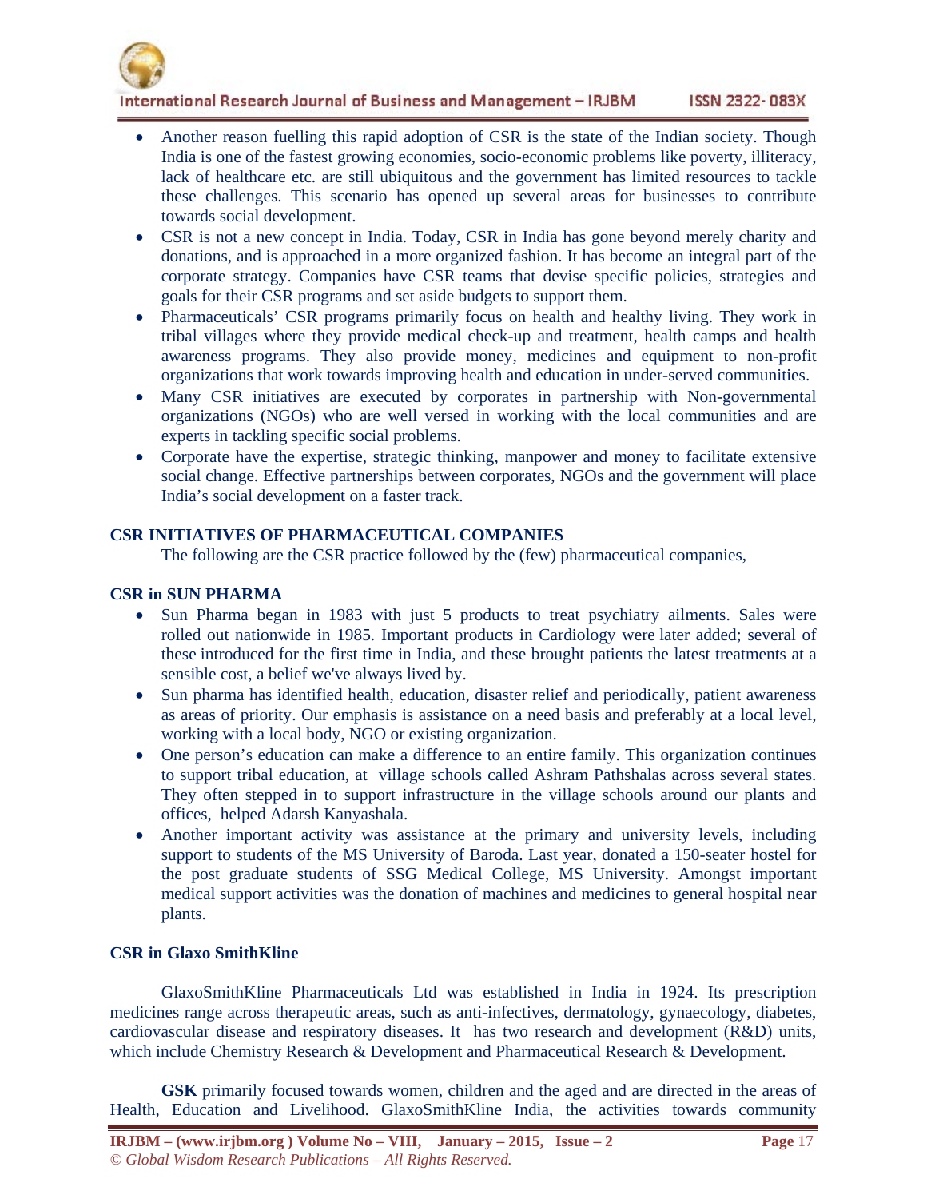- Another reason fuelling this rapid adoption of CSR is the state of the Indian society. Though India is one of the fastest growing economies, socio-economic problems like poverty, illiteracy, lack of healthcare etc. are still ubiquitous and the government has limited resources to tackle these challenges. This scenario has opened up several areas for businesses to contribute towards social development.
- CSR is not a new concept in India. Today, CSR in India has gone beyond merely charity and donations, and is approached in a more organized fashion. It has become an integral part of the corporate strategy. Companies have CSR teams that devise specific policies, strategies and goals for their CSR programs and set aside budgets to support them.
- Pharmaceuticals' CSR programs primarily focus on health and healthy living. They work in tribal villages where they provide medical check-up and treatment, health camps and health awareness programs. They also provide money, medicines and equipment to non-profit organizations that work towards improving health and education in under-served communities.
- Many CSR initiatives are executed by corporates in partnership with Non-governmental organizations (NGOs) who are well versed in working with the local communities and are experts in tackling specific social problems.
- Corporate have the expertise, strategic thinking, manpower and money to facilitate extensive social change. Effective partnerships between corporates, NGOs and the government will place India's social development on a faster track.

## CSR INITIATIVES OF PHARMACEUTICAL COMPANIES

The following are the CSR practice followed by the (few) pharmaceutical companies,

### CSR in SUN PHARMA

- Sun Pharma began in 1983 with just 5 products to treat psychiatry ailments. Sales were rolled out nationwide in 1985. Important products in Cardiology were later added; several of these introduced for the first time in India, and these brought patients the latest treatments at a sensible cost, a belief we've always lived by.
- Sun pharma has identified health, education, disaster relief and periodically, patient awareness as areas of priority. Our emphasis is assistance on a need basis and preferably at a local level, working with a local body, NGO or existing organization.
- One person's education can make a difference to an entire family. This organization continues to support tribal education, at village schools called Ashram Pathshalas across several states. They often stepped in to support infrastructure in the village schools around our plants and offices, helped Adarsh Kanyashala.
- Another important activity was assistance at the primary and university levels, including support to students of the MS University of Baroda. Last year, donated a 150-seater hostel for the post graduate students of SSG Medical College, MS University. Amongst important medical support activities was the donation of machines and medicines to general hospital near plants.

### CSR in Glaxo SmithKline

GlaxoSmithKline Pharmaceuticals Ltd was established in India in 1924. Its prescription medicines range across therapeutic areas, such as anti-infectives, dermatology, gynaecology, diabetes, cardiovascular disease and respiratory diseases. It has two research and development (R&D) units, which include Chemistry Research & Development and Pharmaceutical Research & Development.

**GSK** primarily focused towards women, children and the aged and are directed in the areas of Health, Education and Livelihood. GlaxoSmithKline India, the activities towards community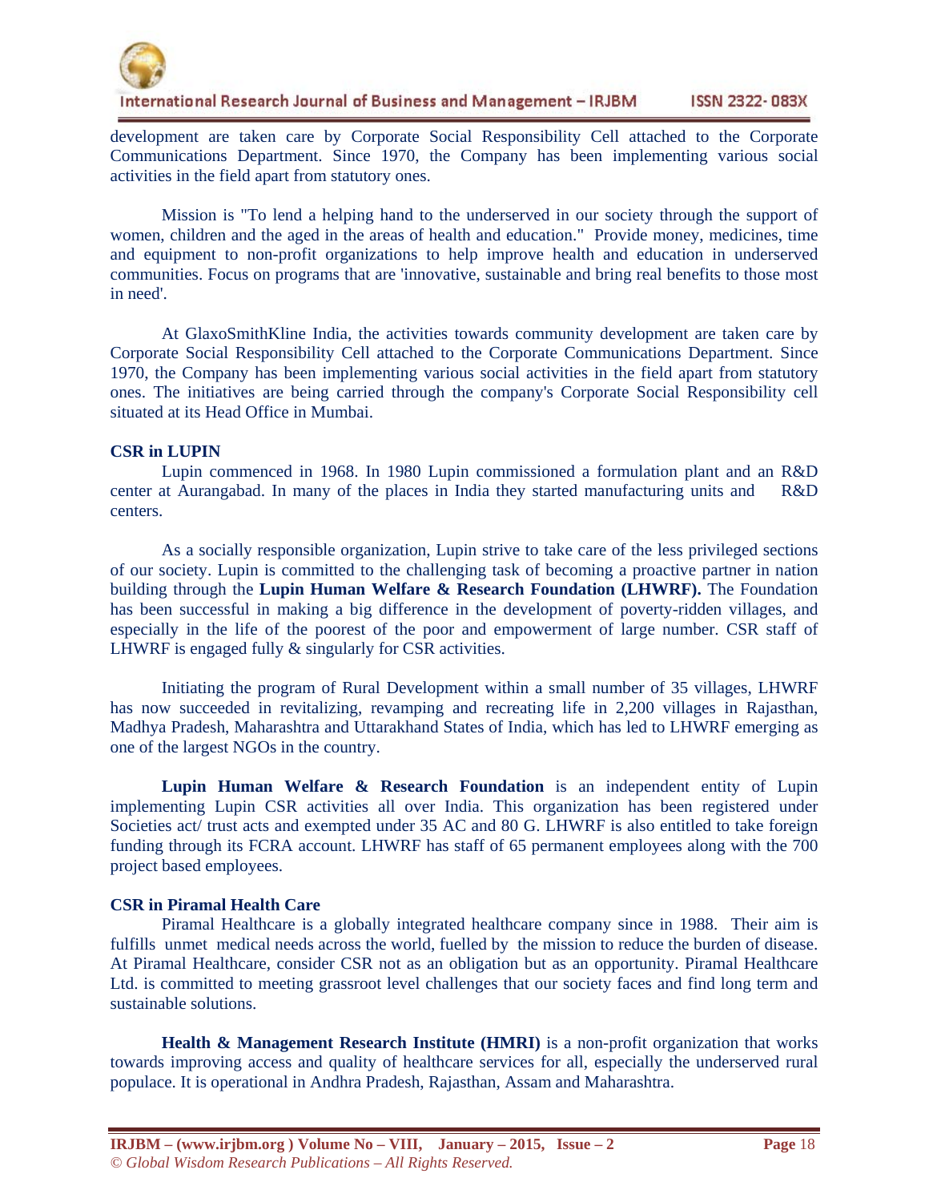development are taken care by Corporate Social Responsibility Cell attached to the Corporate Communications Department. Since 1970, the Company has been implementing various social activities in the field apart from statutory ones.

Mission is "To lend a helping hand to the underserved in our society through the support of women, children and the aged in the areas of health and education." Provide money, medicines, time and equipment to non-profit organizations to help improve health and education in underserved communities. Focus on programs that are 'innovative, sustainable and bring real benefits to those most in need'.

At GlaxoSmithKline India, the activities towards community development are taken care by Corporate Social Responsibility Cell attached to the Corporate Communications Department. Since 1970, the Company has been implementing various social activities in the field apart from statutory ones. The initiatives are being carried through the company's Corporate Social Responsibility cell situated at its Head Office in Mumbai.

**CSR in LUPIN**

Lupin commenced in 1968. In 1980 Lupin commissioned a formulation plant and an R&D center at Aurangabad. In many of the places in India they started manufacturing units and R&D centers.

As a socially responsible organization, Lupin strive to take care of the less privileged sections of our society. Lupin is committed to the challenging task of becoming a proactive partner in nation building through the **Lupin Human Welfare & Research Foundation (LHWRF).** The Foundation has been successful in making a big difference in the development of poverty-ridden villages, and especially in the life of the poorest of the poor and empowerment of large number. CSR staff of LHWRF is engaged fully & singularly for CSR activities.

Initiating the program of Rural Development within a small number of 35 villages, LHWRF has now succeeded in revitalizing, revamping and recreating life in 2,200 villages in Rajasthan, Madhya Pradesh, Maharashtra and Uttarakhand States of India, which has led to LHWRF emerging as one of the largest NGOs in the country.

**Lupin Human Welfare & Research Foundation** is an independent entity of Lupin implementing Lupin CSR activities all over India. This organization has been registered under Societies act/ trust acts and exempted under 35 AC and 80 G. LHWRF is also entitled to take foreign funding through its FCRA account. LHWRF has staff of 65 permanent employees along with the 700 project based employees.

**CSR in Piramal Health Care**

Piramal Healthcare is a globally integrated healthcare company since in 1988. Their aim is fulfills unmet medical needs across the world, fuelled by the mission to reduce the burden of disease. At Piramal Healthcare, consider CSR not as an obligation but as an opportunity. Piramal Healthcare Ltd. is committed to meeting grassroot level challenges that our society faces and find long term and sustainable solutions.

**Health & Management Research Institute (HMRI)** is a non-profit organization that works towards improving access and quality of healthcare services for all, especially the underserved rural populace. It is operational in Andhra Pradesh, Rajasthan, Assam and Maharashtra.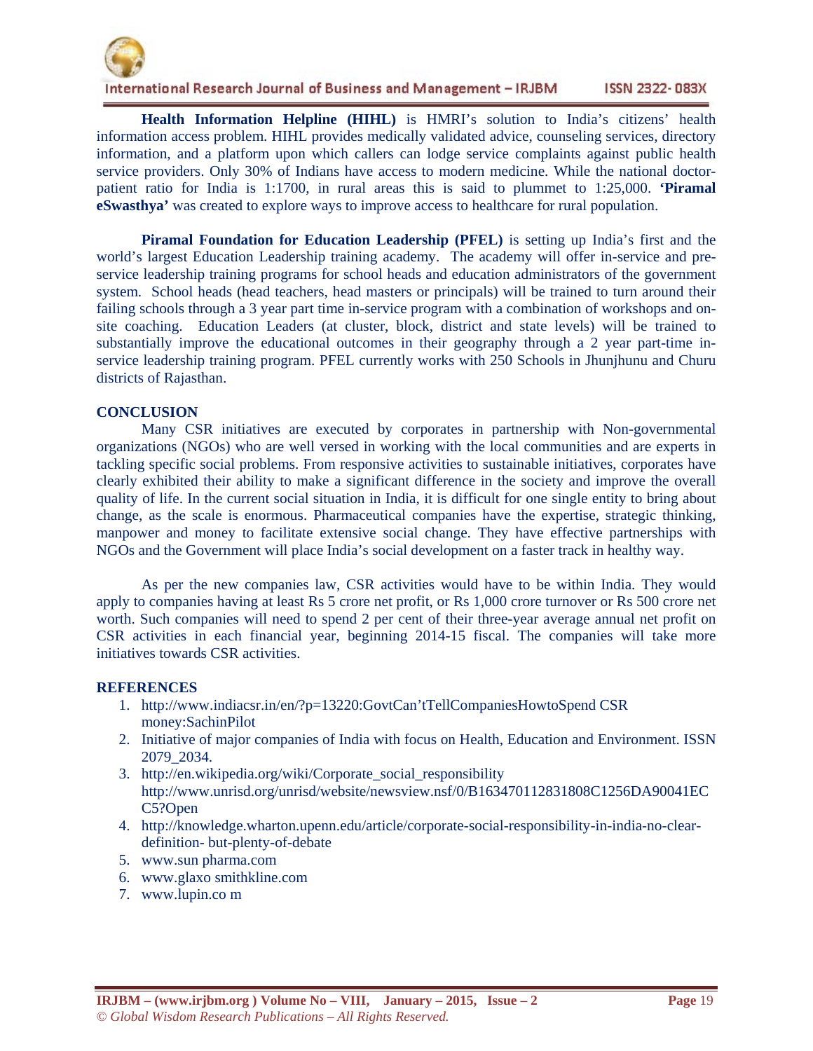**Health Information Helpline (HIHL)** is HMRI's solution to India's citizens' health information access problem. HIHL provides medically validated advice, counseling services, directory information, and a platform upon which callers can lodge service complaints against public health service providers. Only 30% of Indians have access to modern medicine. While the national doctor-patient ratio for India is 1:1700, in rural areas this is said to plummet to 1:25,000. **'Piramal eSwasthya'** was created to explore ways to improve access to healthcare for rural population.

**Piramal Foundation for Education Leadership (PFEL)** is setting up India's first and the world's largest Education Leadership training academy. The academy will offer in-service and pre-service leadership training programs for school heads and education administrators of the government system. School heads (head teachers, head masters or principals) will be trained to turn around their failing schools through a 3 year part time in-service program with a combination of workshops and on-site coaching. Education Leaders (at cluster, block, district and state levels) will be trained to substantially improve the educational outcomes in their geography through a 2 year part-time in-service leadership training program. PFEL currently works with 250 Schools in Jhunjhunu and Churu districts of Rajasthan.

## CONCLUSION

Many CSR initiatives are executed by corporates in partnership with Non-governmental organizations (NGOs) who are well versed in working with the local communities and are experts in tackling specific social problems. From responsive activities to sustainable initiatives, corporates have clearly exhibited their ability to make a significant difference in the society and improve the overall quality of life. In the current social situation in India, it is difficult for one single entity to bring about change, as the scale is enormous. Pharmaceutical companies have the expertise, strategic thinking, manpower and money to facilitate extensive social change. They have effective partnerships with NGOs and the Government will place India's social development on a faster track in healthy way.

As per the new companies law, CSR activities would have to be within India. They would apply to companies having at least Rs 5 crore net profit, or Rs 1,000 crore turnover or Rs 500 crore net worth. Such companies will need to spend 2 per cent of their three-year average annual net profit on CSR activities in each financial year, beginning 2014-15 fiscal. The companies will take more initiatives towards CSR activities.

## REFERENCES

1. http://www.indiacsr.in/en/?p=13220:GovtCan'tTellCompaniesHowtoSpend CSR money:SachinPilot
2. Initiative of major companies of India with focus on Health, Education and Environment. ISSN 2079_2034.
3. http://en.wikipedia.org/wiki/Corporate_social_responsibility http://www.unrisd.org/unrisd/website/newsview.nsf/0/B163470112831808C1256DA90041ECC5?Open
4. http://knowledge.wharton.upenn.edu/article/corporate-social-responsibility-in-india-no-clear-definition- but-plenty-of-debate
5. www.sun pharma.com
6. www.glaxo smithkline.com
7. www.lupin.co m